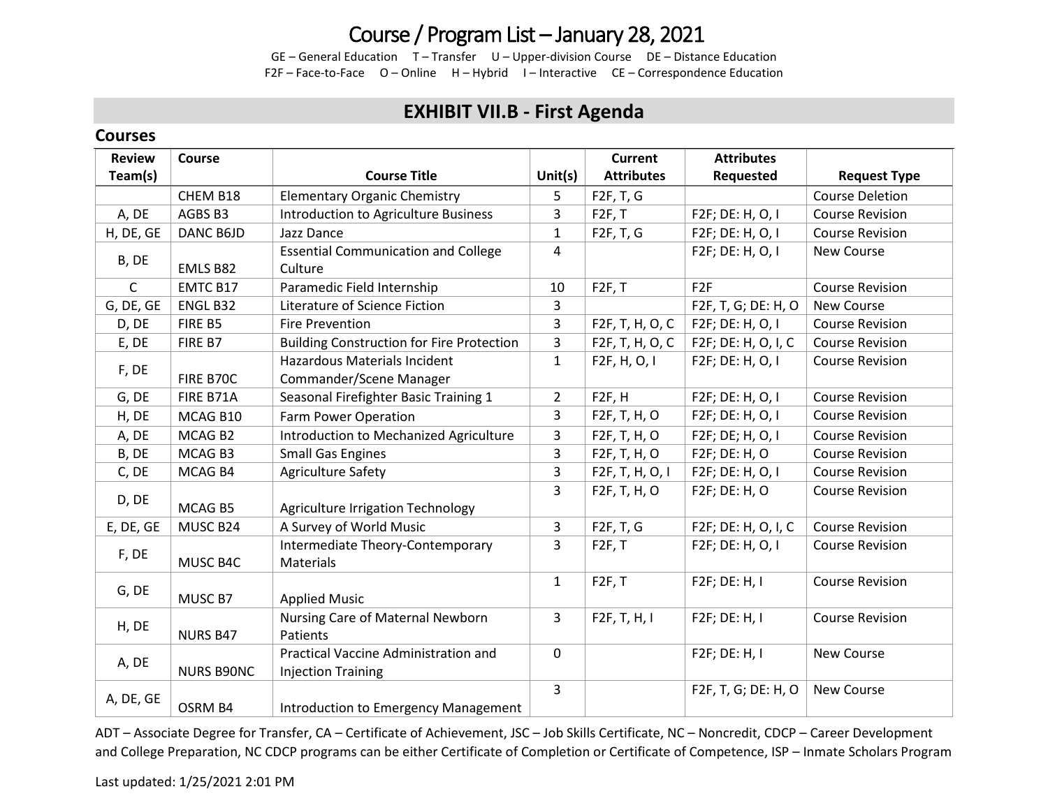# Course / Program List – January 28, 2021

GE – General Education T – Transfer U – Upper-division Course DE – Distance Education
F2F – Face-to-Face O – Online H – Hybrid I – Interactive CE – Correspondence Education

## EXHIBIT VII.B - First Agenda

### Courses

| Review Team(s) | Course | Course Title | Unit(s) | Current Attributes | Attributes Requested | Request Type |
|---|---|---|---|---|---|---|
| | CHEM B18 | Elementary Organic Chemistry | 5 | F2F, T, G | | Course Deletion |
| A, DE | AGBS B3 | Introduction to Agriculture Business | 3 | F2F, T | F2F; DE: H, O, I | Course Revision |
| H, DE, GE | DANC B6JD | Jazz Dance | 1 | F2F, T, G | F2F; DE: H, O, I | Course Revision |
| B, DE | EMLS B82 | Essential Communication and College Culture | 4 | | F2F; DE: H, O, I | New Course |
| C | EMTC B17 | Paramedic Field Internship | 10 | F2F, T | F2F | Course Revision |
| G, DE, GE | ENGL B32 | Literature of Science Fiction | 3 | | F2F, T, G; DE: H, O | New Course |
| D, DE | FIRE B5 | Fire Prevention | 3 | F2F, T, H, O, C | F2F; DE: H, O, I | Course Revision |
| E, DE | FIRE B7 | Building Construction for Fire Protection | 3 | F2F, T, H, O, C | F2F; DE: H, O, I, C | Course Revision |
| F, DE | FIRE B70C | Hazardous Materials Incident Commander/Scene Manager | 1 | F2F, H, O, I | F2F; DE: H, O, I | Course Revision |
| G, DE | FIRE B71A | Seasonal Firefighter Basic Training 1 | 2 | F2F, H | F2F; DE: H, O, I | Course Revision |
| H, DE | MCAG B10 | Farm Power Operation | 3 | F2F, T, H, O | F2F; DE: H, O, I | Course Revision |
| A, DE | MCAG B2 | Introduction to Mechanized Agriculture | 3 | F2F, T, H, O | F2F; DE; H, O, I | Course Revision |
| B, DE | MCAG B3 | Small Gas Engines | 3 | F2F, T, H, O | F2F; DE: H, O | Course Revision |
| C, DE | MCAG B4 | Agriculture Safety | 3 | F2F, T, H, O, I | F2F; DE: H, O, I | Course Revision |
| D, DE | MCAG B5 | Agriculture Irrigation Technology | 3 | F2F, T, H, O | F2F; DE: H, O | Course Revision |
| E, DE, GE | MUSC B24 | A Survey of World Music | 3 | F2F, T, G | F2F; DE: H, O, I, C | Course Revision |
| F, DE | MUSC B4C | Intermediate Theory-Contemporary Materials | 3 | F2F, T | F2F; DE: H, O, I | Course Revision |
| G, DE | MUSC B7 | Applied Music | 1 | F2F, T | F2F; DE: H, I | Course Revision |
| H, DE | NURS B47 | Nursing Care of Maternal Newborn Patients | 3 | F2F, T, H, I | F2F; DE: H, I | Course Revision |
| A, DE | NURS B90NC | Practical Vaccine Administration and Injection Training | 0 | | F2F; DE: H, I | New Course |
| A, DE, GE | OSRM B4 | Introduction to Emergency Management | 3 | | F2F, T, G; DE: H, O | New Course |

ADT – Associate Degree for Transfer, CA – Certificate of Achievement, JSC – Job Skills Certificate, NC – Noncredit, CDCP – Career Development and College Preparation, NC CDCP programs can be either Certificate of Completion or Certificate of Competence, ISP – Inmate Scholars Program

Last updated: 1/25/2021 2:01 PM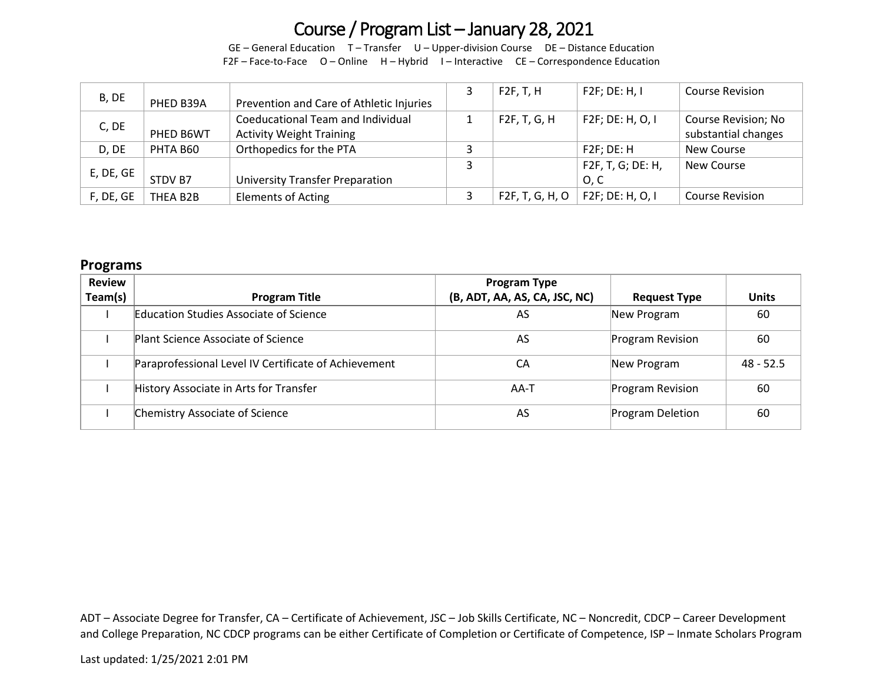# Course / Program List – January 28, 2021

GE – General Education T – Transfer U – Upper-division Course DE – Distance Education
F2F – Face-to-Face O – Online H – Hybrid I – Interactive CE – Correspondence Education

| | | | | | | |
|---|---|---|---|---|---|---|
| B, DE | PHED B39A | Prevention and Care of Athletic Injuries | 3 | F2F, T, H | F2F; DE: H, I | Course Revision |
| C, DE | PHED B6WT | Coeducational Team and Individual Activity Weight Training | 1 | F2F, T, G, H | F2F; DE: H, O, I | Course Revision; No substantial changes |
| D, DE | PHTA B60 | Orthopedics for the PTA | 3 | | F2F; DE: H | New Course |
| E, DE, GE | STDV B7 | University Transfer Preparation | 3 | | F2F, T, G; DE: H, O, C | New Course |
| F, DE, GE | THEA B2B | Elements of Acting | 3 | F2F, T, G, H, O | F2F; DE: H, O, I | Course Revision |

## Programs

| Review Team(s) | Program Title | Program Type (B, ADT, AA, AS, CA, JSC, NC) | Request Type | Units |
|---|---|---|---|---|
| I | Education Studies Associate of Science | AS | New Program | 60 |
| I | Plant Science Associate of Science | AS | Program Revision | 60 |
| I | Paraprofessional Level IV Certificate of Achievement | CA | New Program | 48 - 52.5 |
| I | History Associate in Arts for Transfer | AA-T | Program Revision | 60 |
| I | Chemistry Associate of Science | AS | Program Deletion | 60 |

ADT – Associate Degree for Transfer, CA – Certificate of Achievement, JSC – Job Skills Certificate, NC – Noncredit, CDCP – Career Development and College Preparation, NC CDCP programs can be either Certificate of Completion or Certificate of Competence, ISP – Inmate Scholars Program

Last updated: 1/25/2021 2:01 PM